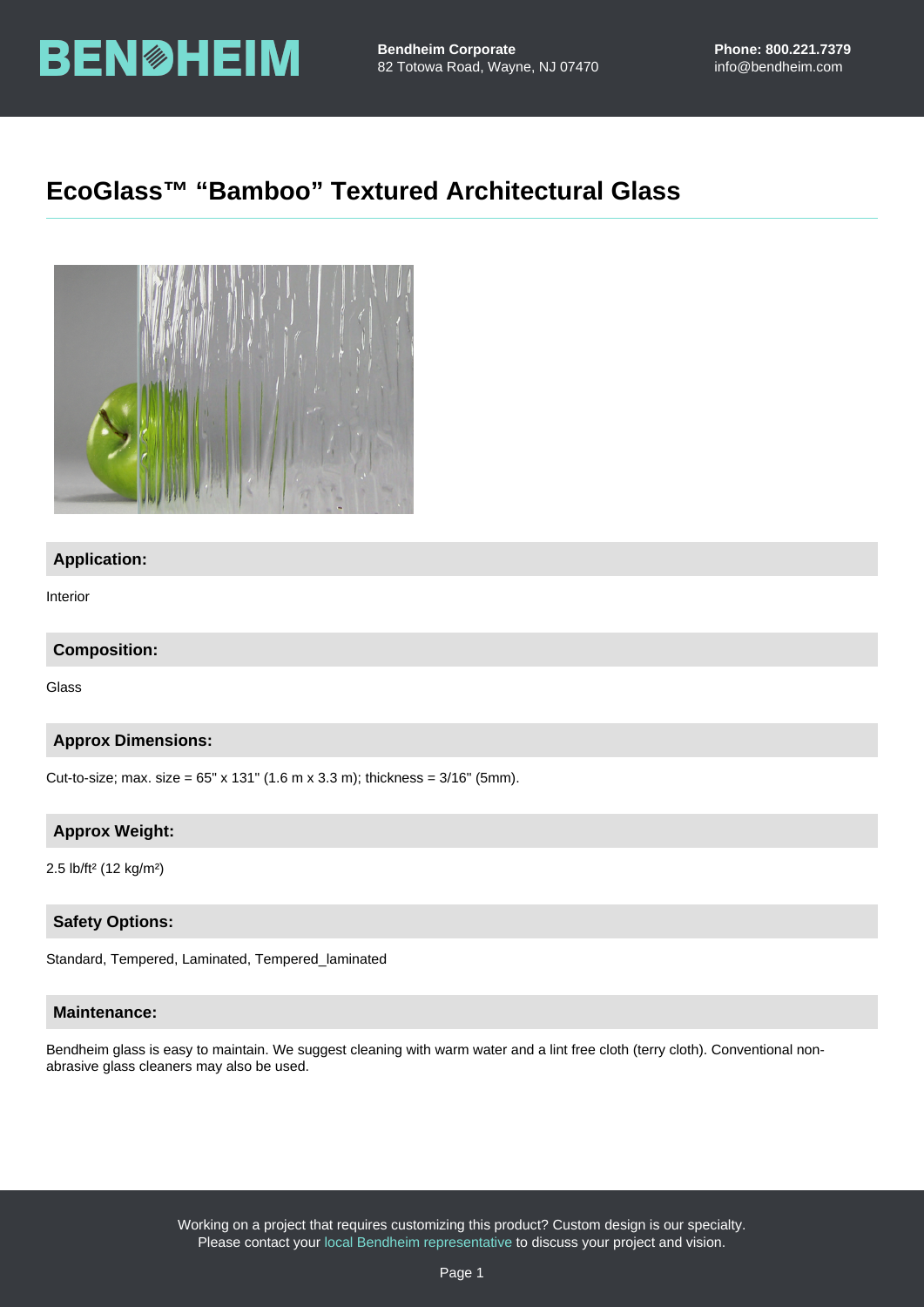BENDHEIM

**Bendheim Corporate**
82 Totowa Road, Wayne, NJ 07470

**Phone: 800.221.7379**
info@bendheim.com

# EcoGlass™ “Bamboo” Textured Architectural Glass

## Application:

Interior

## Composition:

Glass

## Approx Dimensions:

Cut-to-size; max. size = 65" x 131" (1.6 m x 3.3 m); thickness = 3/16" (5mm).

## Approx Weight:

2.5 lb/ft² (12 kg/m²)

## Safety Options:

Standard, Tempered, Laminated, Tempered_laminated

## Maintenance:

Bendheim glass is easy to maintain. We suggest cleaning with warm water and a lint free cloth (terry cloth). Conventional non-abrasive glass cleaners may also be used.

Working on a project that requires customizing this product? Custom design is our specialty.
Please contact your local Bendheim representative to discuss your project and vision.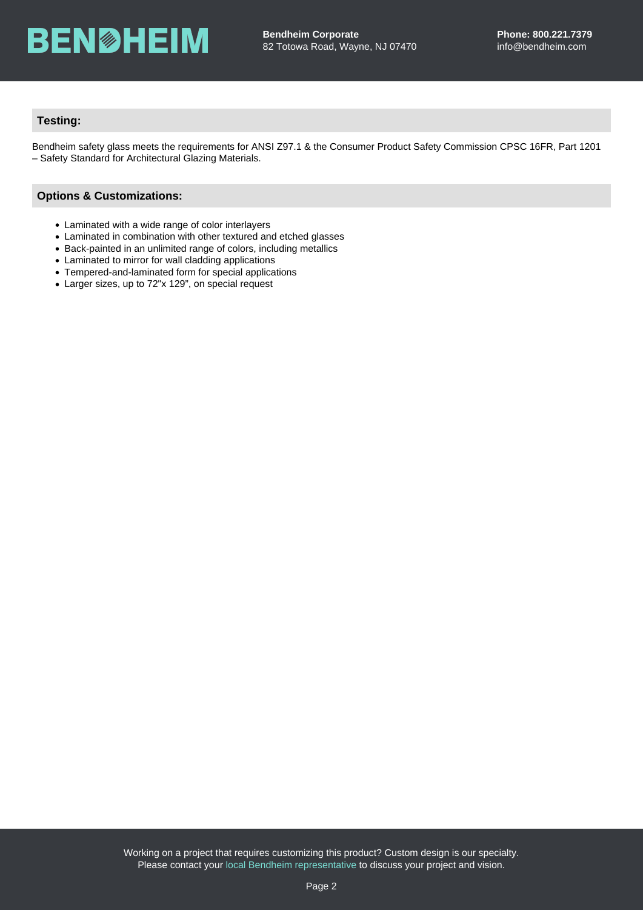## Testing:

Bendheim safety glass meets the requirements for ANSI Z97.1 & the Consumer Product Safety Commission CPSC 16FR, Part 1201 – Safety Standard for Architectural Glazing Materials.

## Options & Customizations:

- Laminated with a wide range of color interlayers
- Laminated in combination with other textured and etched glasses
- Back-painted in an unlimited range of colors, including metallics
- Laminated to mirror for wall cladding applications
- Tempered-and-laminated form for special applications
- Larger sizes, up to 72"x 129", on special request